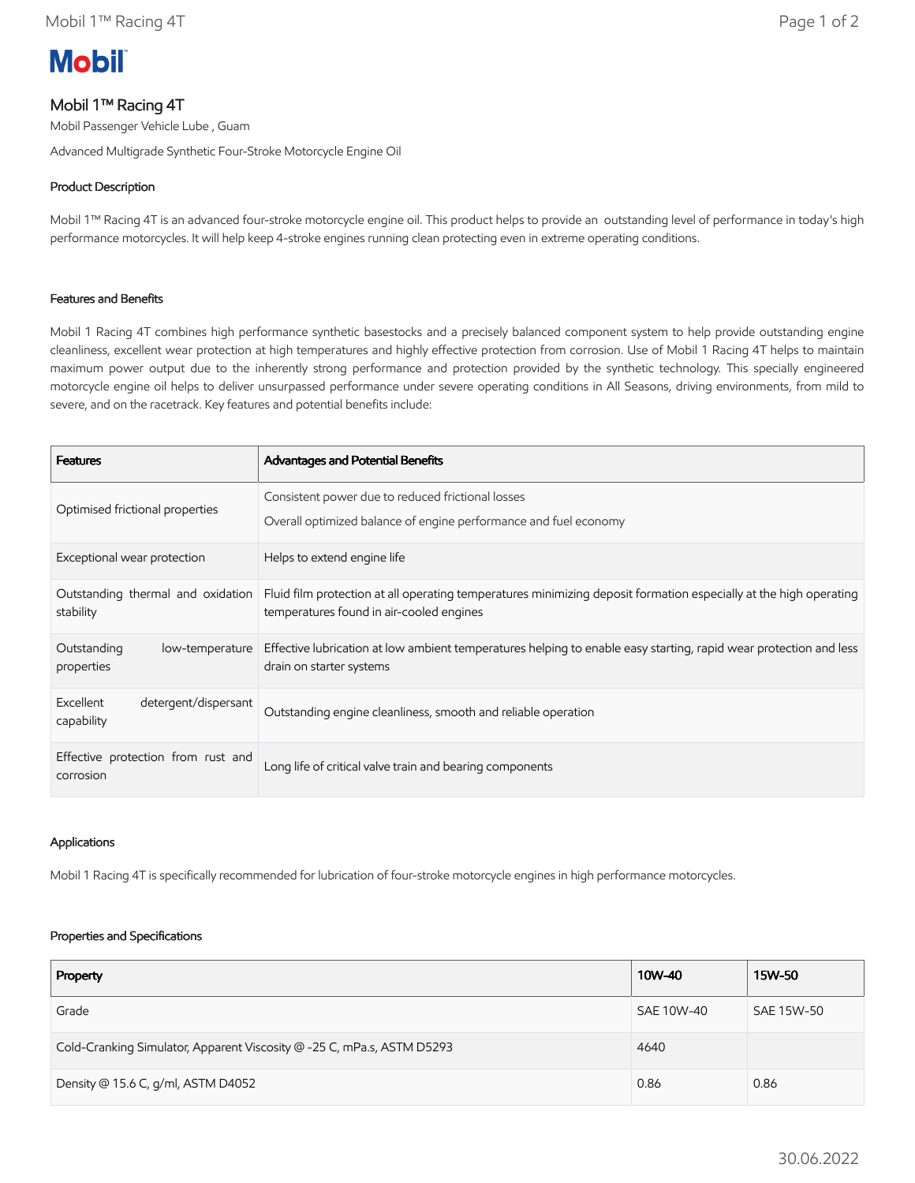# Mobil 1™ Racing 4T

Mobil Passenger Vehicle Lube , Guam

Advanced Multigrade Synthetic Four-Stroke Motorcycle Engine Oil

## Product Description

Mobil 1™ Racing 4T is an advanced four-stroke motorcycle engine oil. This product helps to provide an outstanding level of performance in today's high performance motorcycles. It will help keep 4-stroke engines running clean protecting even in extreme operating conditions.

## Features and Benefits

Mobil 1 Racing 4T combines high performance synthetic basestocks and a precisely balanced component system to help provide outstanding engine cleanliness, excellent wear protection at high temperatures and highly effective protection from corrosion. Use of Mobil 1 Racing 4T helps to maintain maximum power output due to the inherently strong performance and protection provided by the synthetic technology. This specially engineered motorcycle engine oil helps to deliver unsurpassed performance under severe operating conditions in All Seasons, driving environments, from mild to severe, and on the racetrack. Key features and potential benefits include:

| Features | Advantages and Potential Benefits |
|---|---|
| Optimised frictional properties | Consistent power due to reduced frictional losses<br>Overall optimized balance of engine performance and fuel economy |
| Exceptional wear protection | Helps to extend engine life |
| Outstanding thermal and oxidation stability | Fluid film protection at all operating temperatures minimizing deposit formation especially at the high operating temperatures found in air-cooled engines |
| Outstanding low-temperature properties | Effective lubrication at low ambient temperatures helping to enable easy starting, rapid wear protection and less drain on starter systems |
| Excellent detergent/dispersant capability | Outstanding engine cleanliness, smooth and reliable operation |
| Effective protection from rust and corrosion | Long life of critical valve train and bearing components |

## Applications

Mobil 1 Racing 4T is specifically recommended for lubrication of four-stroke motorcycle engines in high performance motorcycles.

## Properties and Specifications

| Property | 10W-40 | 15W-50 |
|---|---|---|
| Grade | SAE 10W-40 | SAE 15W-50 |
| Cold-Cranking Simulator, Apparent Viscosity @ -25 C, mPa.s, ASTM D5293 | 4640 | |
| Density @ 15.6 C, g/ml, ASTM D4052 | 0.86 | 0.86 |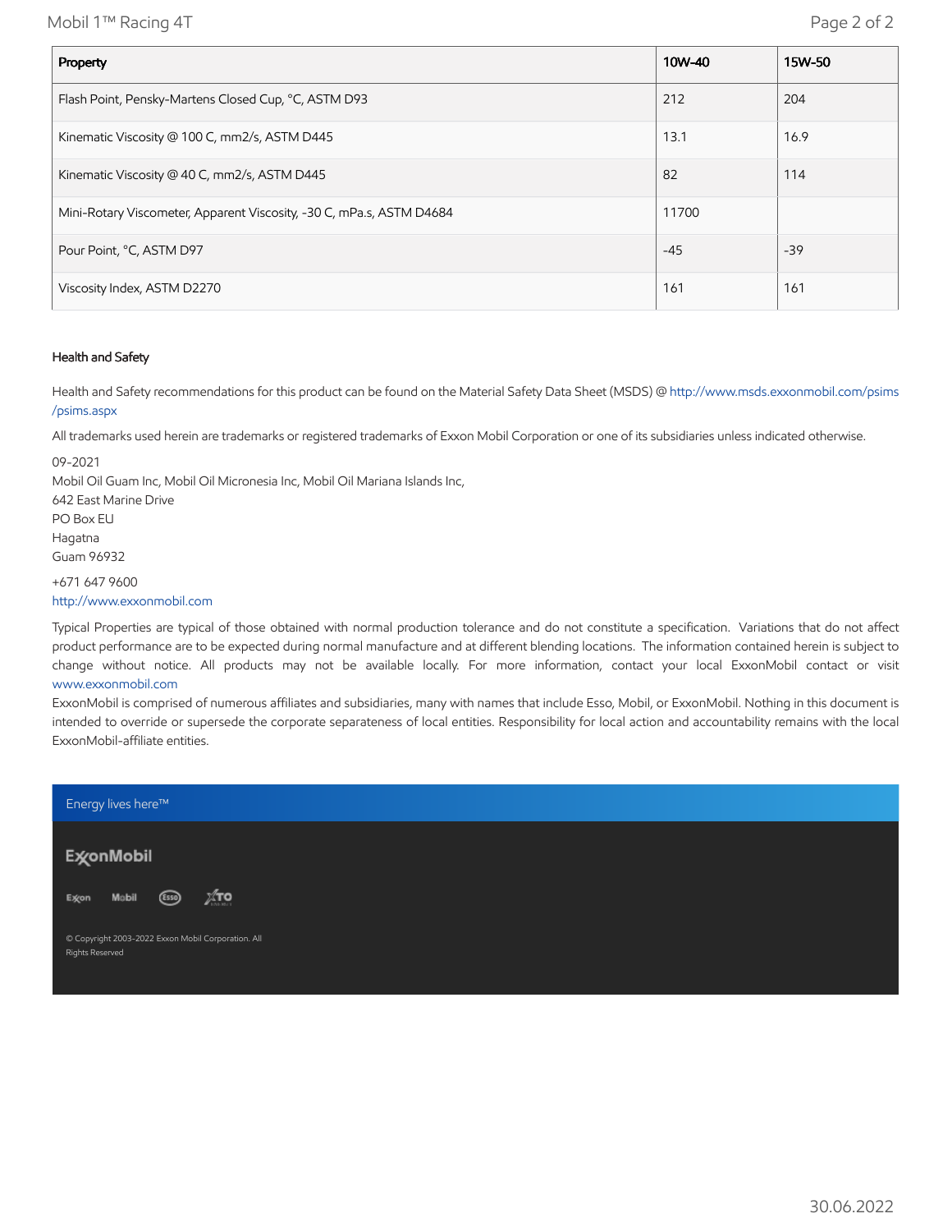| Property | 10W-40 | 15W-50 |
| --- | --- | --- |
| Flash Point, Pensky-Martens Closed Cup, °C, ASTM D93 | 212 | 204 |
| Kinematic Viscosity @ 100 C, mm2/s, ASTM D445 | 13.1 | 16.9 |
| Kinematic Viscosity @ 40 C, mm2/s, ASTM D445 | 82 | 114 |
| Mini-Rotary Viscometer, Apparent Viscosity, -30 C, mPa.s, ASTM D4684 | 11700 | |
| Pour Point, °C, ASTM D97 | -45 | -39 |
| Viscosity Index, ASTM D2270 | 161 | 161 |

### Health and Safety

Health and Safety recommendations for this product can be found on the Material Safety Data Sheet (MSDS) @ http://www.msds.exxonmobil.com/psims/psims.aspx

All trademarks used herein are trademarks or registered trademarks of Exxon Mobil Corporation or one of its subsidiaries unless indicated otherwise.

09-2021
Mobil Oil Guam Inc, Mobil Oil Micronesia Inc, Mobil Oil Mariana Islands Inc,
642 East Marine Drive
PO Box EU
Hagatna
Guam 96932

+671 647 9600
http://www.exxonmobil.com

Typical Properties are typical of those obtained with normal production tolerance and do not constitute a specification. Variations that do not affect product performance are to be expected during normal manufacture and at different blending locations. The information contained herein is subject to change without notice. All products may not be available locally. For more information, contact your local ExxonMobil contact or visit www.exxonmobil.com
ExxonMobil is comprised of numerous affiliates and subsidiaries, many with names that include Esso, Mobil, or ExxonMobil. Nothing in this document is intended to override or supersede the corporate separateness of local entities. Responsibility for local action and accountability remains with the local ExxonMobil-affiliate entities.

Energy lives here™

ExxonMobil

Exxon Mobil Esso XTO

© Copyright 2003-2022 Exxon Mobil Corporation. All Rights Reserved